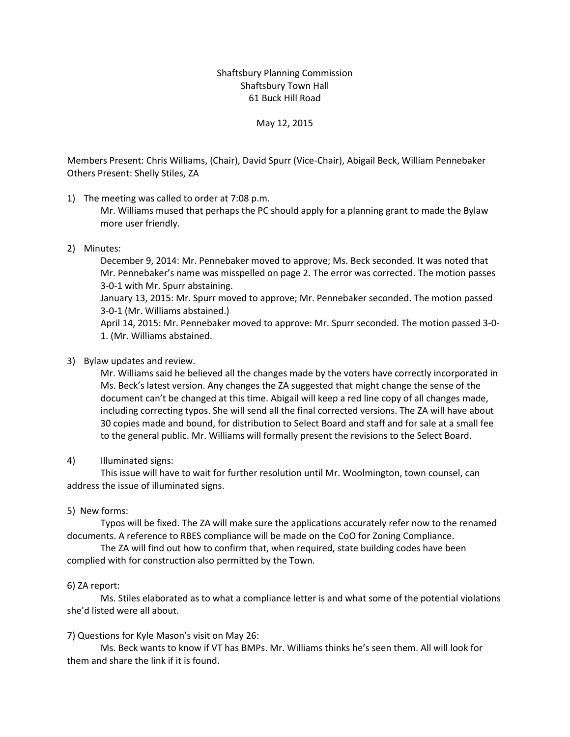Shaftsbury Planning Commission
Shaftsbury Town Hall
61 Buck Hill Road

May 12, 2015

Members Present: Chris Williams, (Chair), David Spurr (Vice-Chair), Abigail Beck, William Pennebaker
Others Present: Shelly Stiles, ZA

1) The meeting was called to order at 7:08 p.m.
   Mr. Williams mused that perhaps the PC should apply for a planning grant to made the Bylaw more user friendly.

2) Minutes:
   December 9, 2014: Mr. Pennebaker moved to approve; Ms. Beck seconded. It was noted that Mr. Pennebaker's name was misspelled on page 2. The error was corrected. The motion passes 3-0-1 with Mr. Spurr abstaining.
   January 13, 2015: Mr. Spurr moved to approve; Mr. Pennebaker seconded. The motion passed 3-0-1 (Mr. Williams abstained.)
   April 14, 2015: Mr. Pennebaker moved to approve: Mr. Spurr seconded. The motion passed 3-0-1. (Mr. Williams abstained.

3) Bylaw updates and review.
   Mr. Williams said he believed all the changes made by the voters have correctly incorporated in Ms. Beck's latest version. Any changes the ZA suggested that might change the sense of the document can't be changed at this time. Abigail will keep a red line copy of all changes made, including correcting typos. She will send all the final corrected versions. The ZA will have about 30 copies made and bound, for distribution to Select Board and staff and for sale at a small fee to the general public. Mr. Williams will formally present the revisions to the Select Board.

4) Illuminated signs:
   This issue will have to wait for further resolution until Mr. Woolmington, town counsel, can address the issue of illuminated signs.

5) New forms:
   Typos will be fixed. The ZA will make sure the applications accurately refer now to the renamed documents. A reference to RBES compliance will be made on the CoO for Zoning Compliance.
   The ZA will find out how to confirm that, when required, state building codes have been complied with for construction also permitted by the Town.

6) ZA report:
   Ms. Stiles elaborated as to what a compliance letter is and what some of the potential violations she'd listed were all about.

7) Questions for Kyle Mason's visit on May 26:
   Ms. Beck wants to know if VT has BMPs. Mr. Williams thinks he's seen them. All will look for them and share the link if it is found.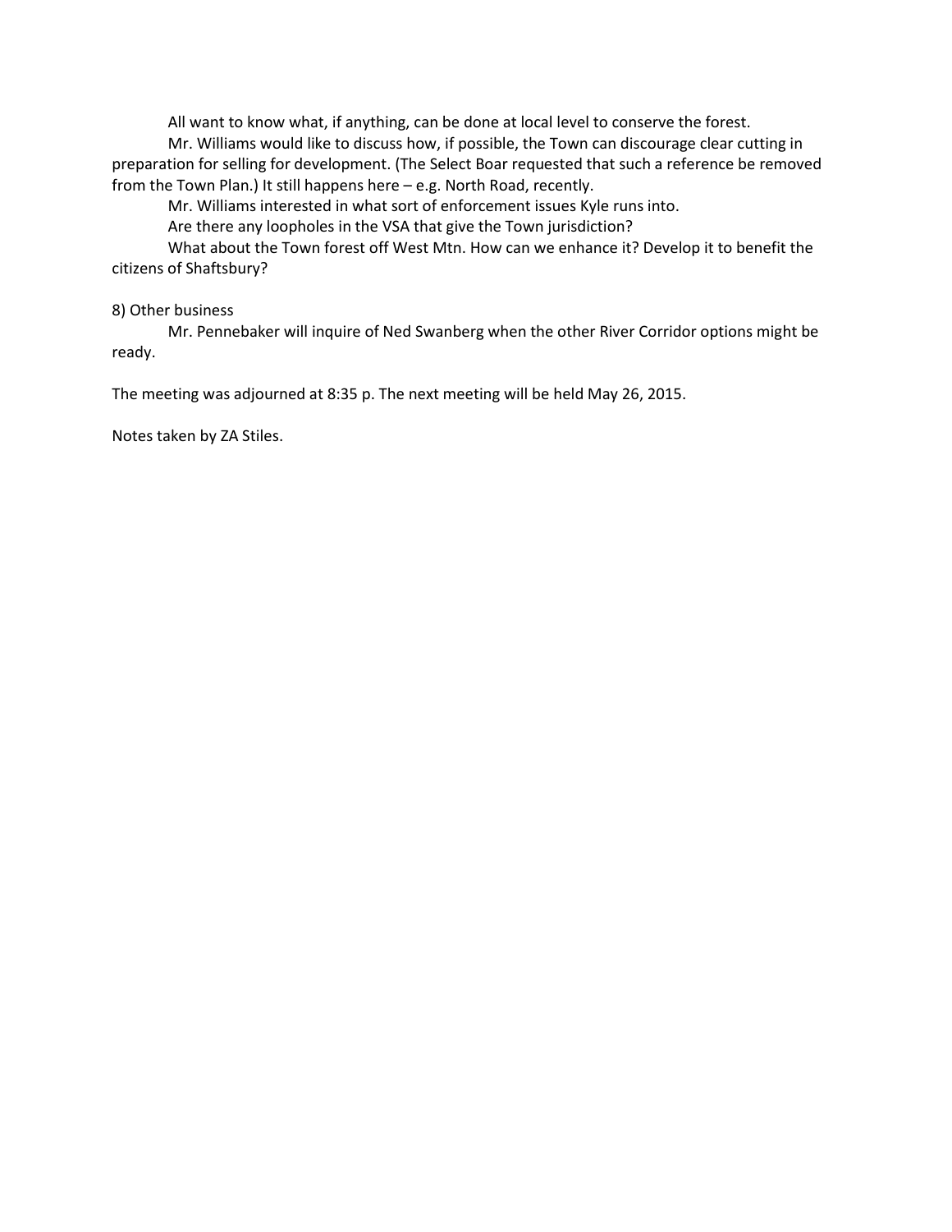All want to know what, if anything, can be done at local level to conserve the forest.

Mr. Williams would like to discuss how, if possible, the Town can discourage clear cutting in preparation for selling for development. (The Select Boar requested that such a reference be removed from the Town Plan.) It still happens here – e.g. North Road, recently.

Mr. Williams interested in what sort of enforcement issues Kyle runs into.

Are there any loopholes in the VSA that give the Town jurisdiction?

What about the Town forest off West Mtn. How can we enhance it? Develop it to benefit the citizens of Shaftsbury?

8) Other business

Mr. Pennebaker will inquire of Ned Swanberg when the other River Corridor options might be ready.

The meeting was adjourned at 8:35 p. The next meeting will be held May 26, 2015.

Notes taken by ZA Stiles.